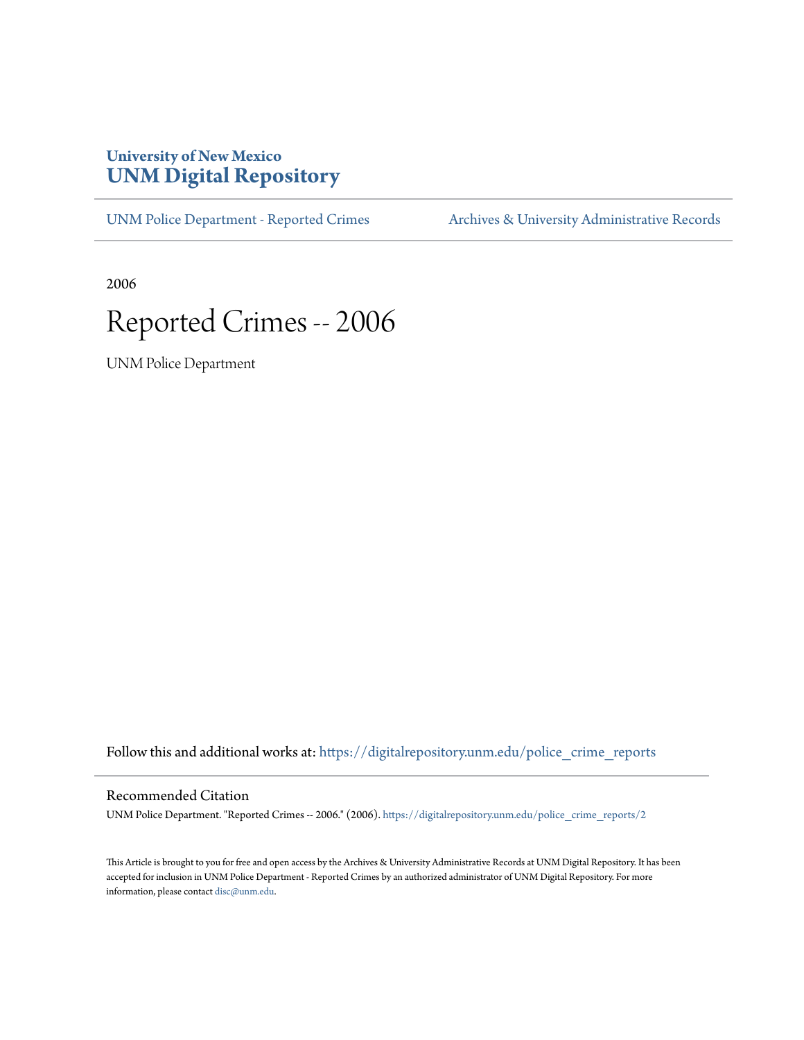University of New Mexico
# UNM Digital Repository

UNM Police Department - Reported Crimes | Archives & University Administrative Records

2006

# Reported Crimes -- 2006

UNM Police Department

Follow this and additional works at: https://digitalrepository.unm.edu/police_crime_reports

## Recommended Citation

UNM Police Department. "Reported Crimes -- 2006." (2006). https://digitalrepository.unm.edu/police_crime_reports/2

This Article is brought to you for free and open access by the Archives & University Administrative Records at UNM Digital Repository. It has been accepted for inclusion in UNM Police Department - Reported Crimes by an authorized administrator of UNM Digital Repository. For more information, please contact disc@unm.edu.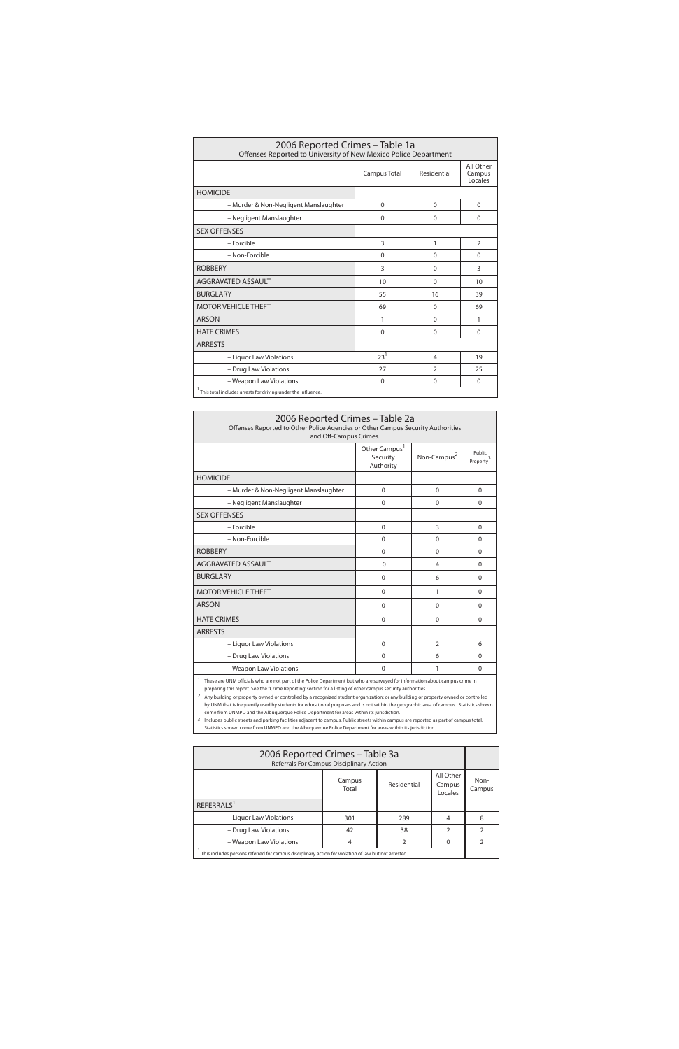## 2006 Reported Crimes – Table 1a

Offenses Reported to University of New Mexico Police Department

| | Campus Total | Residential | All Other Campus Locales |
|---|---|---|---|
| HOMICIDE | | | |
| – Murder & Non-Negligent Manslaughter | 0 | 0 | 0 |
| – Negligent Manslaughter | 0 | 0 | 0 |
| SEX OFFENSES | | | |
| – Forcible | 3 | 1 | 2 |
| – Non-Forcible | 0 | 0 | 0 |
| ROBBERY | 3 | 0 | 3 |
| AGGRAVATED ASSAULT | 10 | 0 | 10 |
| BURGLARY | 55 | 16 | 39 |
| MOTOR VEHICLE THEFT | 69 | 0 | 69 |
| ARSON | 1 | 0 | 1 |
| HATE CRIMES | 0 | 0 | 0 |
| ARRESTS | | | |
| – Liquor Law Violations | 23[1] | 4 | 19 |
| – Drug Law Violations | 27 | 2 | 25 |
| – Weapon Law Violations | 0 | 0 | 0 |

[1] This total includes arrests for driving under the influence.

## 2006 Reported Crimes – Table 2a

Offenses Reported to Other Police Agencies or Other Campus Security Authorities and Off-Campus Crimes.

| | Other Campus[1] Security Authority | Non-Campus[2] | Public Property[3] |
|---|---|---|---|
| HOMICIDE | | | |
| – Murder & Non-Negligent Manslaughter | 0 | 0 | 0 |
| – Negligent Manslaughter | 0 | 0 | 0 |
| SEX OFFENSES | | | |
| – Forcible | 0 | 3 | 0 |
| – Non-Forcible | 0 | 0 | 0 |
| ROBBERY | 0 | 0 | 0 |
| AGGRAVATED ASSAULT | 0 | 4 | 0 |
| BURGLARY | 0 | 6 | 0 |
| MOTOR VEHICLE THEFT | 0 | 1 | 0 |
| ARSON | 0 | 0 | 0 |
| HATE CRIMES | 0 | 0 | 0 |
| ARRESTS | | | |
| – Liquor Law Violations | 0 | 2 | 6 |
| – Drug Law Violations | 0 | 6 | 0 |
| – Weapon Law Violations | 0 | 1 | 0 |

1 These are UNM officials who are not part of the Police Department but who are surveyed for information about campus crime in preparing this report. See the "Crime Reporting" section for a listing of other campus security authorities.

2 Any building or property owned or controlled by a recognized student organization; or any building or property owned or controlled by UNM that is frequently used by students for educational purposes and is not within the geographic area of campus. Statistics shown come from UNMPD and the Albuquerque Police Department for areas within its jurisdiction.

3 Includes public streets and parking facilities adjacent to campus. Public streets within campus are reported as part of campus total. Statistics shown come from UNMPD and the Albuquerque Police Department for areas within its jurisdiction.

## 2006 Reported Crimes – Table 3a

Referrals For Campus Disciplinary Action

| | Campus Total | Residential | All Other Campus Locales | Non-Campus |
|---|---|---|---|---|
| REFERRALS[1] | | | | |
| – Liquor Law Violations | 301 | 289 | 4 | 8 |
| – Drug Law Violations | 42 | 38 | 2 | 2 |
| – Weapon Law Violations | 4 | 2 | 0 | 2 |

[1] This includes persons referred for campus disciplinary action for violation of law but not arrested.